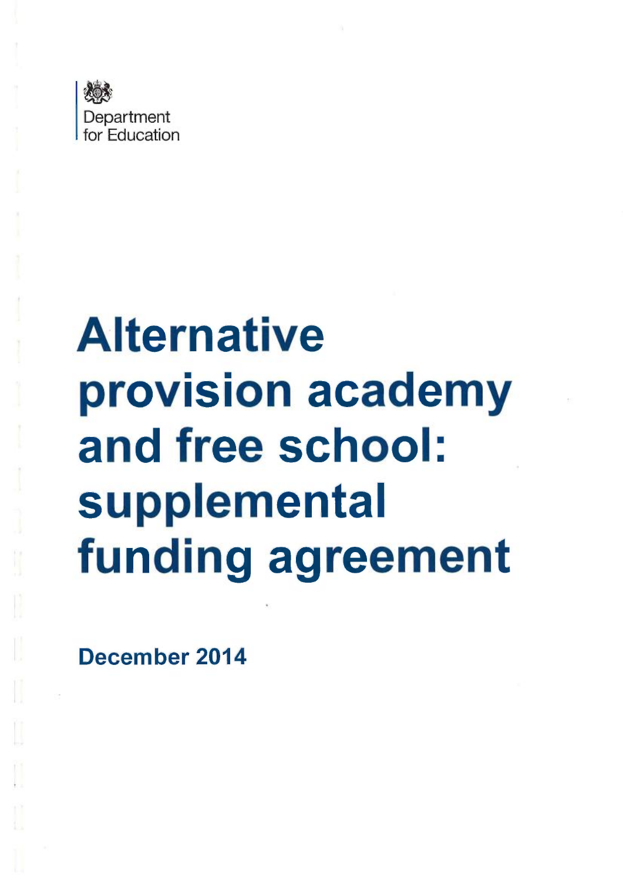Department for Education

# Alternative provision academy and free school: supplemental funding agreement

**December 2014**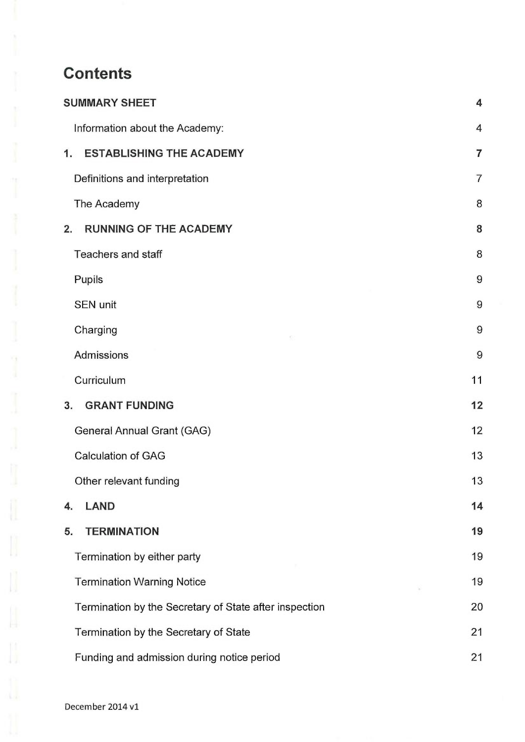# Contents

| | |
|---|---|
| **SUMMARY SHEET** | **4** |
| Information about the Academy: | 4 |
| **1. ESTABLISHING THE ACADEMY** | **7** |
| Definitions and interpretation | 7 |
| The Academy | 8 |
| **2. RUNNING OF THE ACADEMY** | **8** |
| Teachers and staff | 8 |
| Pupils | 9 |
| SEN unit | 9 |
| Charging | 9 |
| Admissions | 9 |
| Curriculum | 11 |
| **3. GRANT FUNDING** | **12** |
| General Annual Grant (GAG) | 12 |
| Calculation of GAG | 13 |
| Other relevant funding | 13 |
| **4. LAND** | **14** |
| **5. TERMINATION** | **19** |
| Termination by either party | 19 |
| Termination Warning Notice | 19 |
| Termination by the Secretary of State after inspection | 20 |
| Termination by the Secretary of State | 21 |
| Funding and admission during notice period | 21 |

December 2014 v1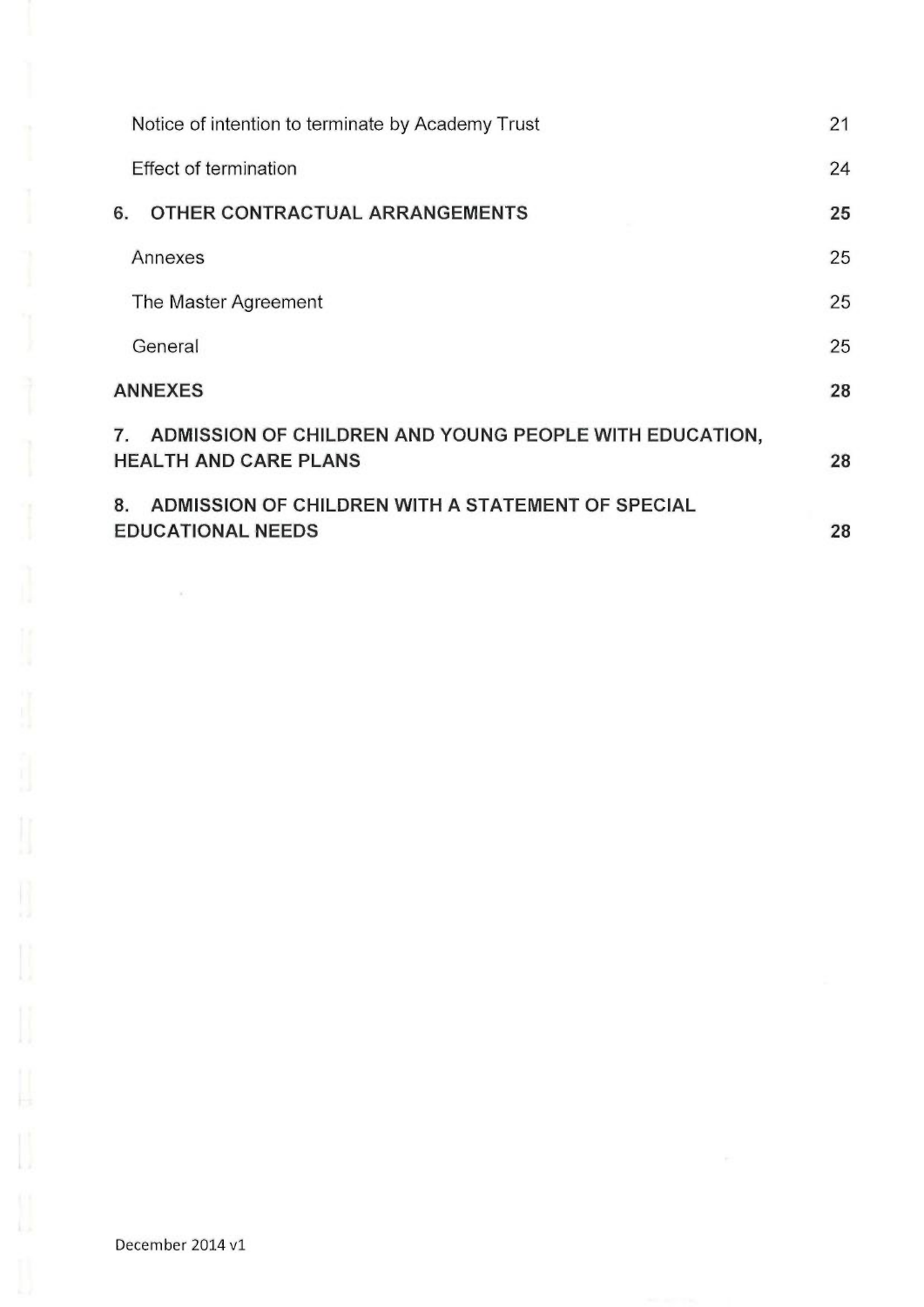| | |
|---|---|
| Notice of intention to terminate by Academy Trust | 21 |
| Effect of termination | 24 |
| **6. OTHER CONTRACTUAL ARRANGEMENTS** | **25** |
| Annexes | 25 |
| The Master Agreement | 25 |
| General | 25 |
| **ANNEXES** | **28** |
| **7. ADMISSION OF CHILDREN AND YOUNG PEOPLE WITH EDUCATION, HEALTH AND CARE PLANS** | **28** |
| **8. ADMISSION OF CHILDREN WITH A STATEMENT OF SPECIAL EDUCATIONAL NEEDS** | **28** |

December 2014 v1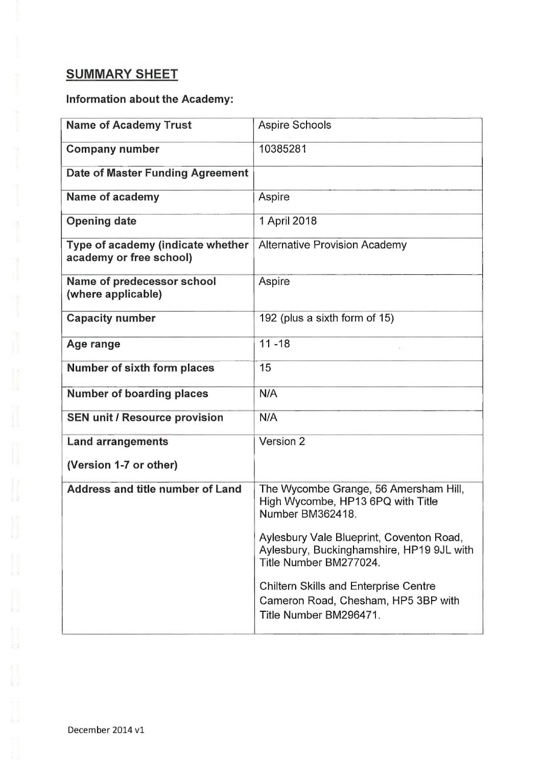## SUMMARY SHEET

**Information about the Academy:**

| **Name of Academy Trust** | Aspire Schools |
| --- | --- |
| **Company number** | 10385281 |
| **Date of Master Funding Agreement** | |
| **Name of academy** | Aspire |
| **Opening date** | 1 April 2018 |
| **Type of academy (indicate whether academy or free school)** | Alternative Provision Academy |
| **Name of predecessor school (where applicable)** | Aspire |
| **Capacity number** | 192 (plus a sixth form of 15) |
| **Age range** | 11 -18 |
| **Number of sixth form places** | 15 |
| **Number of boarding places** | N/A |
| **SEN unit / Resource provision** | N/A |
| **Land arrangements (Version 1-7 or other)** | Version 2 |
| **Address and title number of Land** | The Wycombe Grange, 56 Amersham Hill, High Wycombe, HP13 6PQ with Title Number BM362418.<br><br>Aylesbury Vale Blueprint, Coventon Road, Aylesbury, Buckinghamshire, HP19 9JL with Title Number BM277024.<br><br>Chiltern Skills and Enterprise Centre Cameron Road, Chesham, HP5 3BP with Title Number BM296471. |

December 2014 v1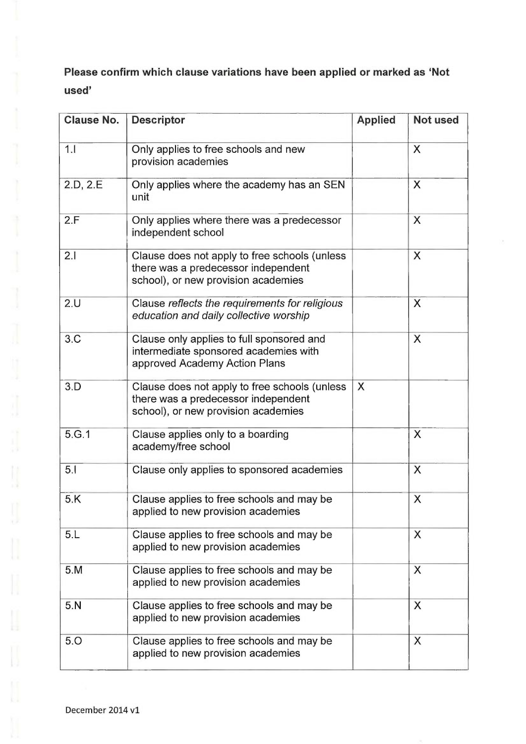**Please confirm which clause variations have been applied or marked as 'Not used'**

| Clause No. | Descriptor | Applied | Not used |
|---|---|---|---|
| 1.I | Only applies to free schools and new provision academies | | X |
| 2.D, 2.E | Only applies where the academy has an SEN unit | | X |
| 2.F | Only applies where there was a predecessor independent school | | X |
| 2.I | Clause does not apply to free schools (unless there was a predecessor independent school), or new provision academies | | X |
| 2.U | Clause *reflects the requirements for religious education and daily collective worship* | | X |
| 3.C | Clause only applies to full sponsored and intermediate sponsored academies with approved Academy Action Plans | | X |
| 3.D | Clause does not apply to free schools (unless there was a predecessor independent school), or new provision academies | X | |
| 5.G.1 | Clause applies only to a boarding academy/free school | | X |
| 5.I | Clause only applies to sponsored academies | | X |
| 5.K | Clause applies to free schools and may be applied to new provision academies | | X |
| 5.L | Clause applies to free schools and may be applied to new provision academies | | X |
| 5.M | Clause applies to free schools and may be applied to new provision academies | | X |
| 5.N | Clause applies to free schools and may be applied to new provision academies | | X |
| 5.O | Clause applies to free schools and may be applied to new provision academies | | X |

December 2014 v1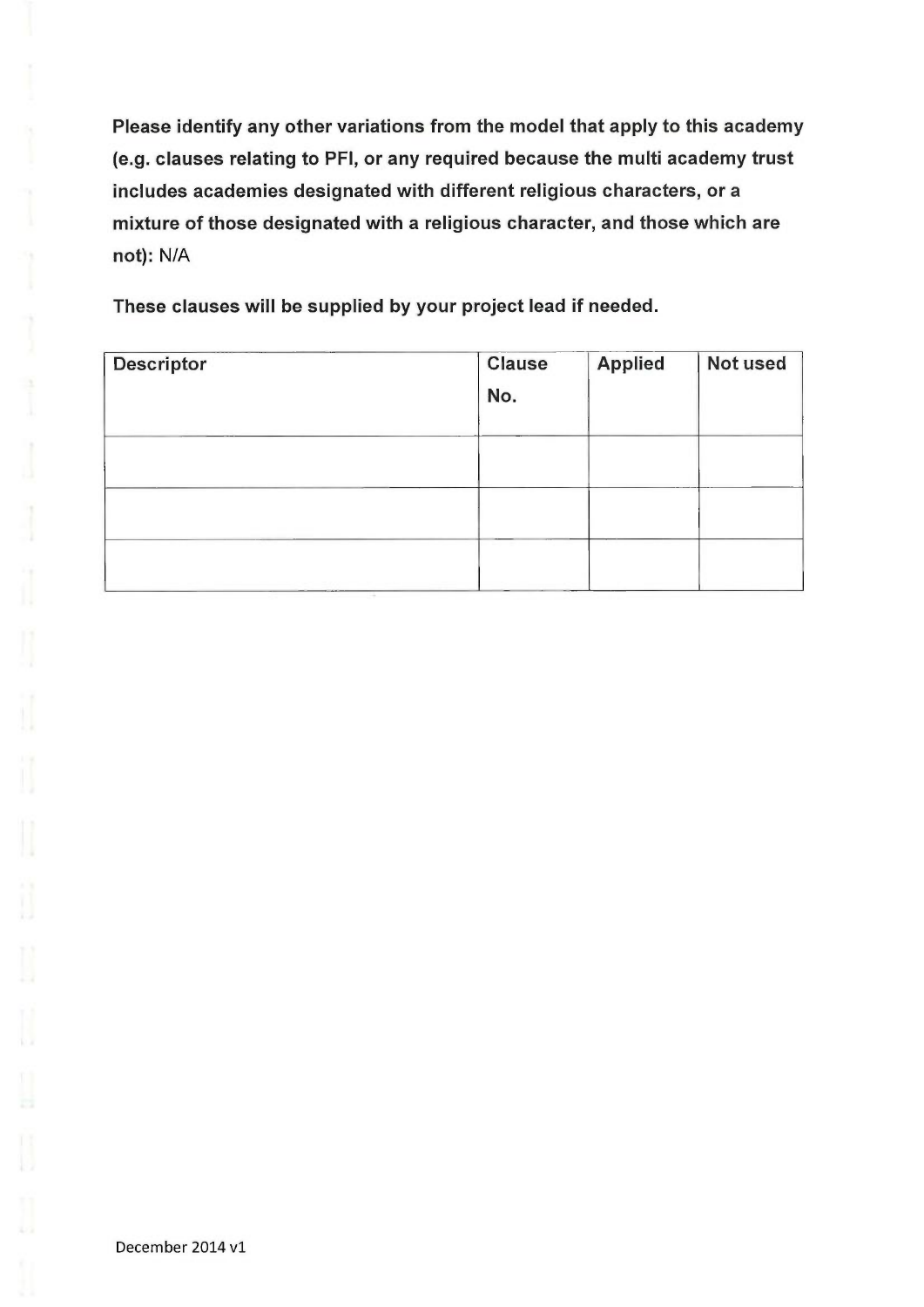**Please identify any other variations from the model that apply to this academy (e.g. clauses relating to PFI, or any required because the multi academy trust includes academies designated with different religious characters, or a mixture of those designated with a religious character, and those which are not):** N/A

**These clauses will be supplied by your project lead if needed.**

| Descriptor | Clause No. | Applied | Not used |
|---|---|---|---|
| | | | |
| | | | |
| | | | |

December 2014 v1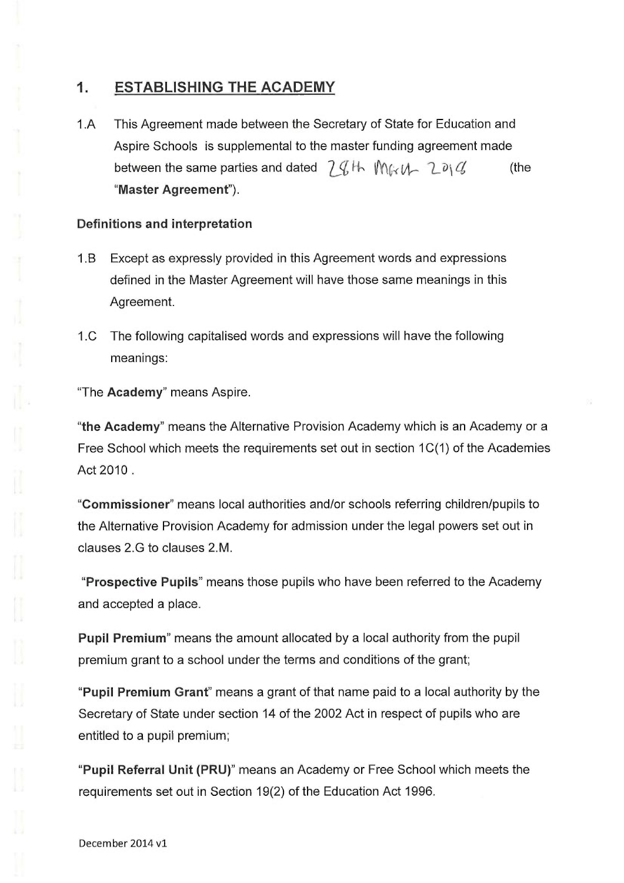## 1. ESTABLISHING THE ACADEMY

1.A This Agreement made between the Secretary of State for Education and Aspire Schools is supplemental to the master funding agreement made between the same parties and dated 28th March 2019 (the "**Master Agreement**").

**Definitions and interpretation**

1.B Except as expressly provided in this Agreement words and expressions defined in the Master Agreement will have those same meanings in this Agreement.

1.C The following capitalised words and expressions will have the following meanings:

"The **Academy**" means Aspire.

"**the Academy**" means the Alternative Provision Academy which is an Academy or a Free School which meets the requirements set out in section 1C(1) of the Academies Act 2010 .

"**Commissioner**" means local authorities and/or schools referring children/pupils to the Alternative Provision Academy for admission under the legal powers set out in clauses 2.G to clauses 2.M.

"**Prospective Pupils**" means those pupils who have been referred to the Academy and accepted a place.

**Pupil Premium**" means the amount allocated by a local authority from the pupil premium grant to a school under the terms and conditions of the grant;

"**Pupil Premium Grant**" means a grant of that name paid to a local authority by the Secretary of State under section 14 of the 2002 Act in respect of pupils who are entitled to a pupil premium;

"**Pupil Referral Unit (PRU)**" means an Academy or Free School which meets the requirements set out in Section 19(2) of the Education Act 1996.

December 2014 v1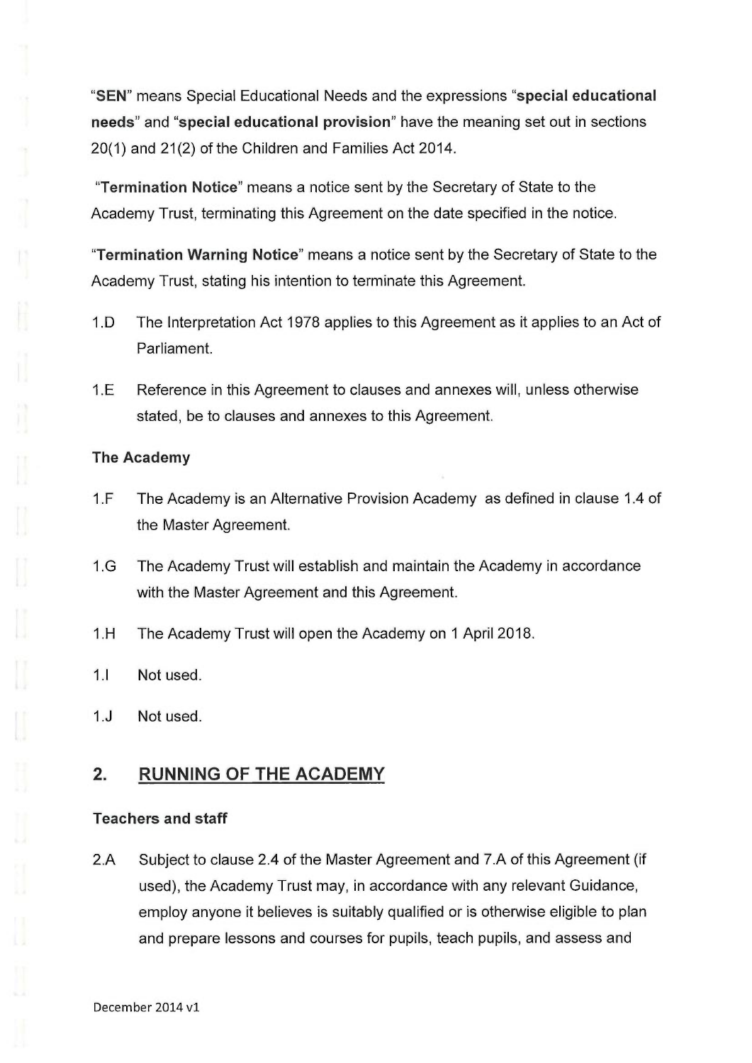"**SEN**" means Special Educational Needs and the expressions "**special educational needs**" and "**special educational provision**" have the meaning set out in sections 20(1) and 21(2) of the Children and Families Act 2014.

"**Termination Notice**" means a notice sent by the Secretary of State to the Academy Trust, terminating this Agreement on the date specified in the notice.

"**Termination Warning Notice**" means a notice sent by the Secretary of State to the Academy Trust, stating his intention to terminate this Agreement.

1.D The Interpretation Act 1978 applies to this Agreement as it applies to an Act of Parliament.

1.E Reference in this Agreement to clauses and annexes will, unless otherwise stated, be to clauses and annexes to this Agreement.

**The Academy**

1.F The Academy is an Alternative Provision Academy as defined in clause 1.4 of the Master Agreement.

1.G The Academy Trust will establish and maintain the Academy in accordance with the Master Agreement and this Agreement.

1.H The Academy Trust will open the Academy on 1 April 2018.

1.I Not used.

1.J Not used.

## 2. RUNNING OF THE ACADEMY

**Teachers and staff**

2.A Subject to clause 2.4 of the Master Agreement and 7.A of this Agreement (if used), the Academy Trust may, in accordance with any relevant Guidance, employ anyone it believes is suitably qualified or is otherwise eligible to plan and prepare lessons and courses for pupils, teach pupils, and assess and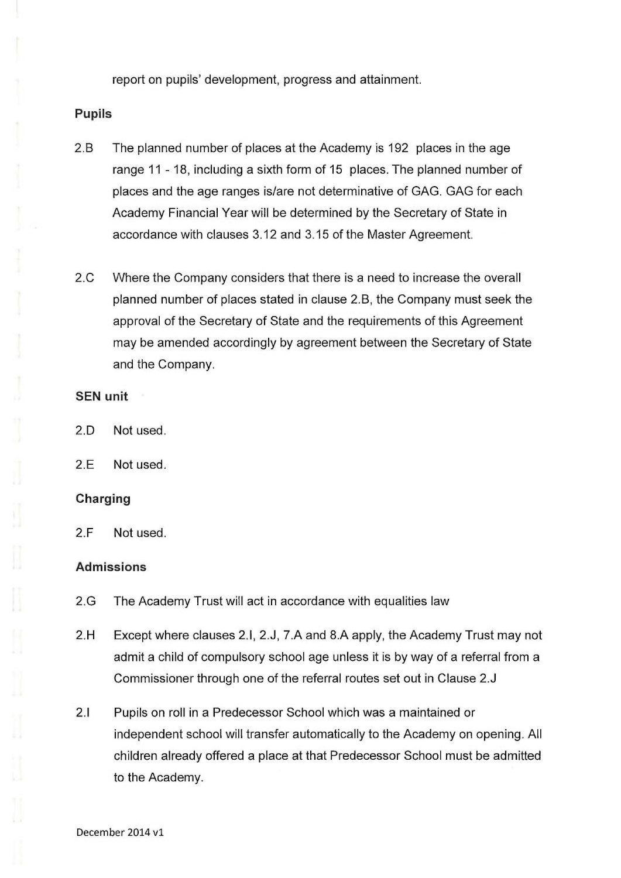report on pupils' development, progress and attainment.

**Pupils**

2.B The planned number of places at the Academy is 192 places in the age range 11 - 18, including a sixth form of 15 places. The planned number of places and the age ranges is/are not determinative of GAG. GAG for each Academy Financial Year will be determined by the Secretary of State in accordance with clauses 3.12 and 3.15 of the Master Agreement.

2.C Where the Company considers that there is a need to increase the overall planned number of places stated in clause 2.B, the Company must seek the approval of the Secretary of State and the requirements of this Agreement may be amended accordingly by agreement between the Secretary of State and the Company.

**SEN unit**

2.D Not used.

2.E Not used.

**Charging**

2.F Not used.

**Admissions**

2.G The Academy Trust will act in accordance with equalities law

2.H Except where clauses 2.I, 2.J, 7.A and 8.A apply, the Academy Trust may not admit a child of compulsory school age unless it is by way of a referral from a Commissioner through one of the referral routes set out in Clause 2.J

2.I Pupils on roll in a Predecessor School which was a maintained or independent school will transfer automatically to the Academy on opening. All children already offered a place at that Predecessor School must be admitted to the Academy.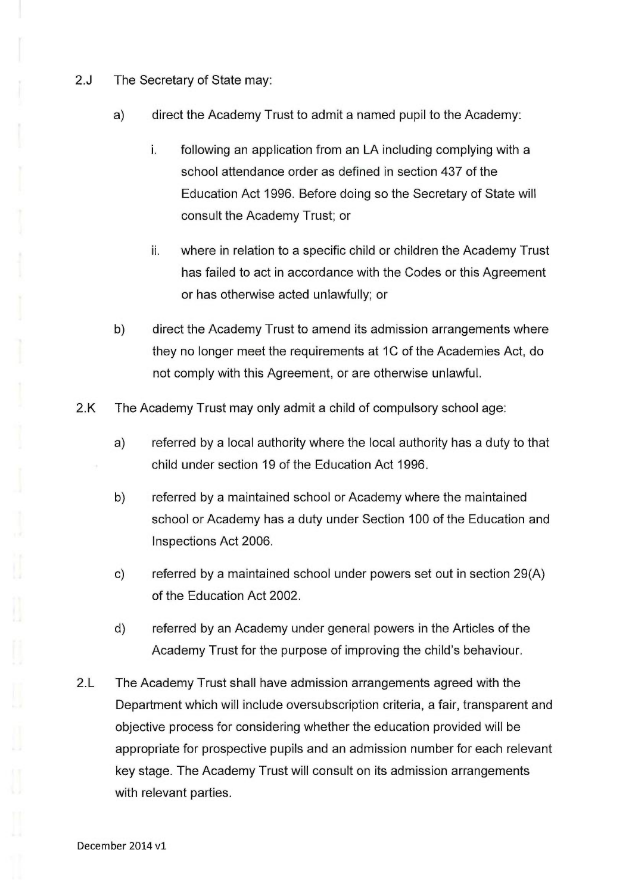2.J The Secretary of State may:

a) direct the Academy Trust to admit a named pupil to the Academy:

i. following an application from an LA including complying with a school attendance order as defined in section 437 of the Education Act 1996. Before doing so the Secretary of State will consult the Academy Trust; or

ii. where in relation to a specific child or children the Academy Trust has failed to act in accordance with the Codes or this Agreement or has otherwise acted unlawfully; or

b) direct the Academy Trust to amend its admission arrangements where they no longer meet the requirements at 1C of the Academies Act, do not comply with this Agreement, or are otherwise unlawful.

2.K The Academy Trust may only admit a child of compulsory school age:

a) referred by a local authority where the local authority has a duty to that child under section 19 of the Education Act 1996.

b) referred by a maintained school or Academy where the maintained school or Academy has a duty under Section 100 of the Education and Inspections Act 2006.

c) referred by a maintained school under powers set out in section 29(A) of the Education Act 2002.

d) referred by an Academy under general powers in the Articles of the Academy Trust for the purpose of improving the child's behaviour.

2.L The Academy Trust shall have admission arrangements agreed with the Department which will include oversubscription criteria, a fair, transparent and objective process for considering whether the education provided will be appropriate for prospective pupils and an admission number for each relevant key stage. The Academy Trust will consult on its admission arrangements with relevant parties.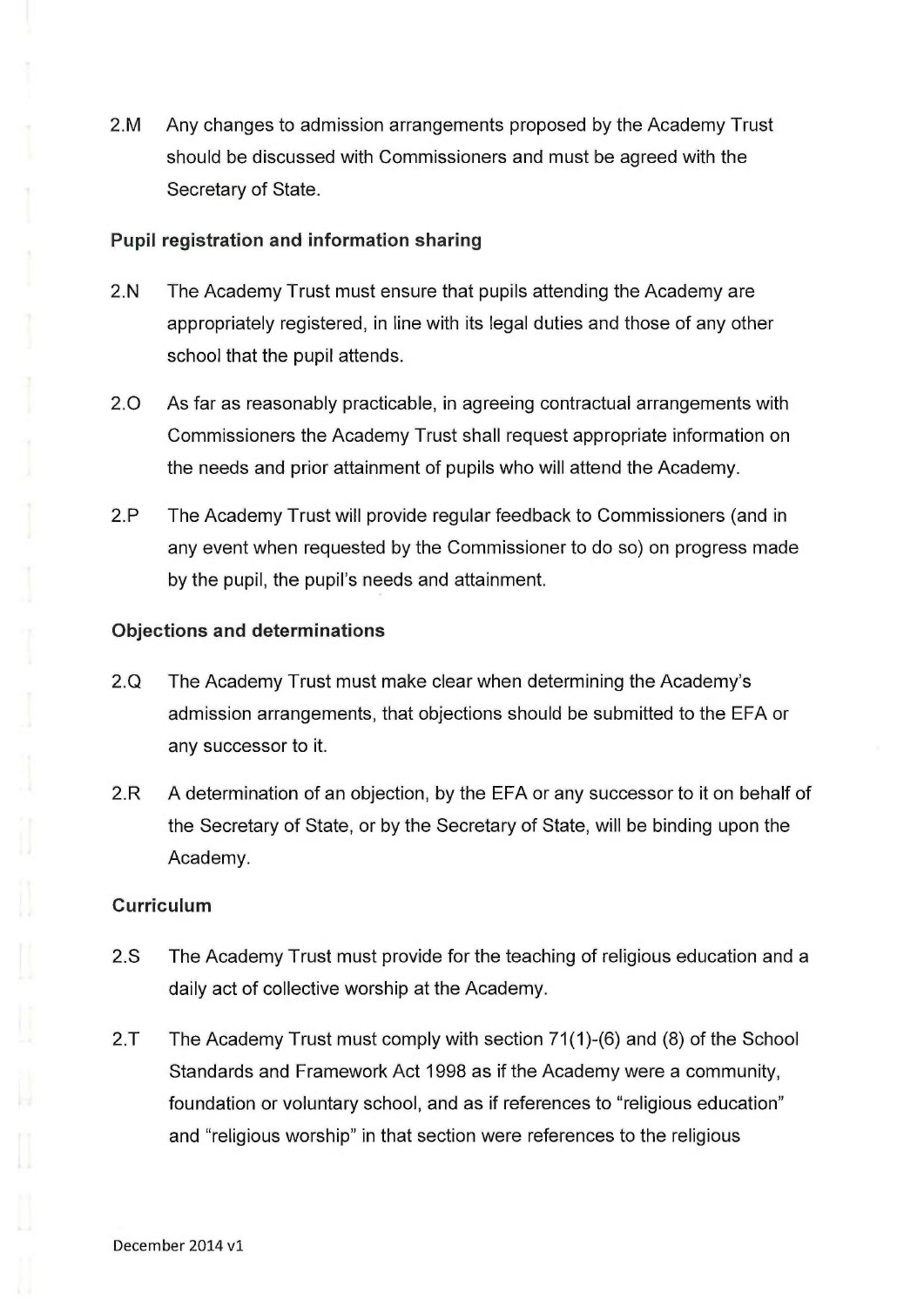2.M Any changes to admission arrangements proposed by the Academy Trust should be discussed with Commissioners and must be agreed with the Secretary of State.

**Pupil registration and information sharing**

2.N The Academy Trust must ensure that pupils attending the Academy are appropriately registered, in line with its legal duties and those of any other school that the pupil attends.

2.O As far as reasonably practicable, in agreeing contractual arrangements with Commissioners the Academy Trust shall request appropriate information on the needs and prior attainment of pupils who will attend the Academy.

2.P The Academy Trust will provide regular feedback to Commissioners (and in any event when requested by the Commissioner to do so) on progress made by the pupil, the pupil's needs and attainment.

**Objections and determinations**

2.Q The Academy Trust must make clear when determining the Academy's admission arrangements, that objections should be submitted to the EFA or any successor to it.

2.R A determination of an objection, by the EFA or any successor to it on behalf of the Secretary of State, or by the Secretary of State, will be binding upon the Academy.

**Curriculum**

2.S The Academy Trust must provide for the teaching of religious education and a daily act of collective worship at the Academy.

2.T The Academy Trust must comply with section 71(1)-(6) and (8) of the School Standards and Framework Act 1998 as if the Academy were a community, foundation or voluntary school, and as if references to "religious education" and "religious worship" in that section were references to the religious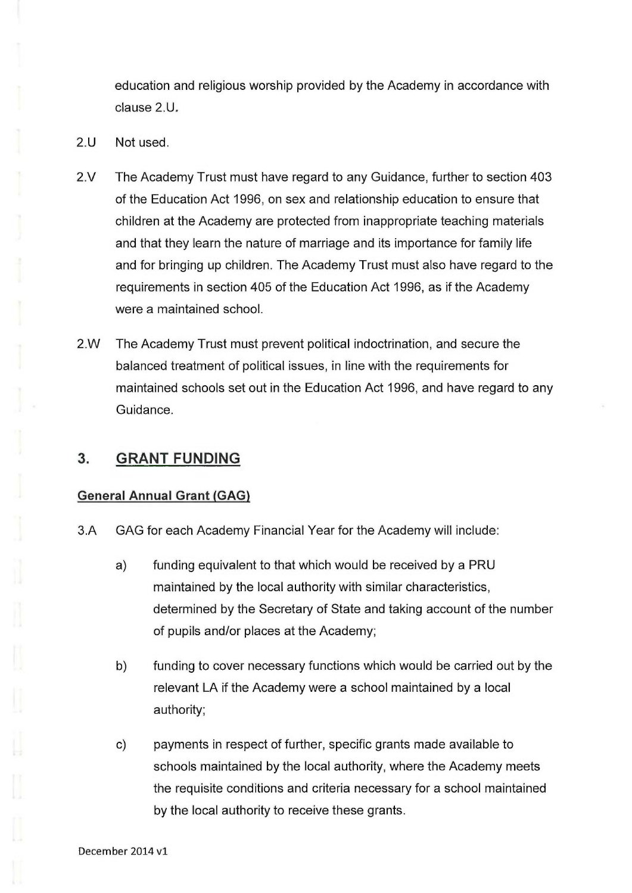education and religious worship provided by the Academy in accordance with clause 2.U.

2.U Not used.

2.V The Academy Trust must have regard to any Guidance, further to section 403 of the Education Act 1996, on sex and relationship education to ensure that children at the Academy are protected from inappropriate teaching materials and that they learn the nature of marriage and its importance for family life and for bringing up children. The Academy Trust must also have regard to the requirements in section 405 of the Education Act 1996, as if the Academy were a maintained school.

2.W The Academy Trust must prevent political indoctrination, and secure the balanced treatment of political issues, in line with the requirements for maintained schools set out in the Education Act 1996, and have regard to any Guidance.

## 3. GRANT FUNDING

### General Annual Grant (GAG)

3.A GAG for each Academy Financial Year for the Academy will include:

a) funding equivalent to that which would be received by a PRU maintained by the local authority with similar characteristics, determined by the Secretary of State and taking account of the number of pupils and/or places at the Academy;

b) funding to cover necessary functions which would be carried out by the relevant LA if the Academy were a school maintained by a local authority;

c) payments in respect of further, specific grants made available to schools maintained by the local authority, where the Academy meets the requisite conditions and criteria necessary for a school maintained by the local authority to receive these grants.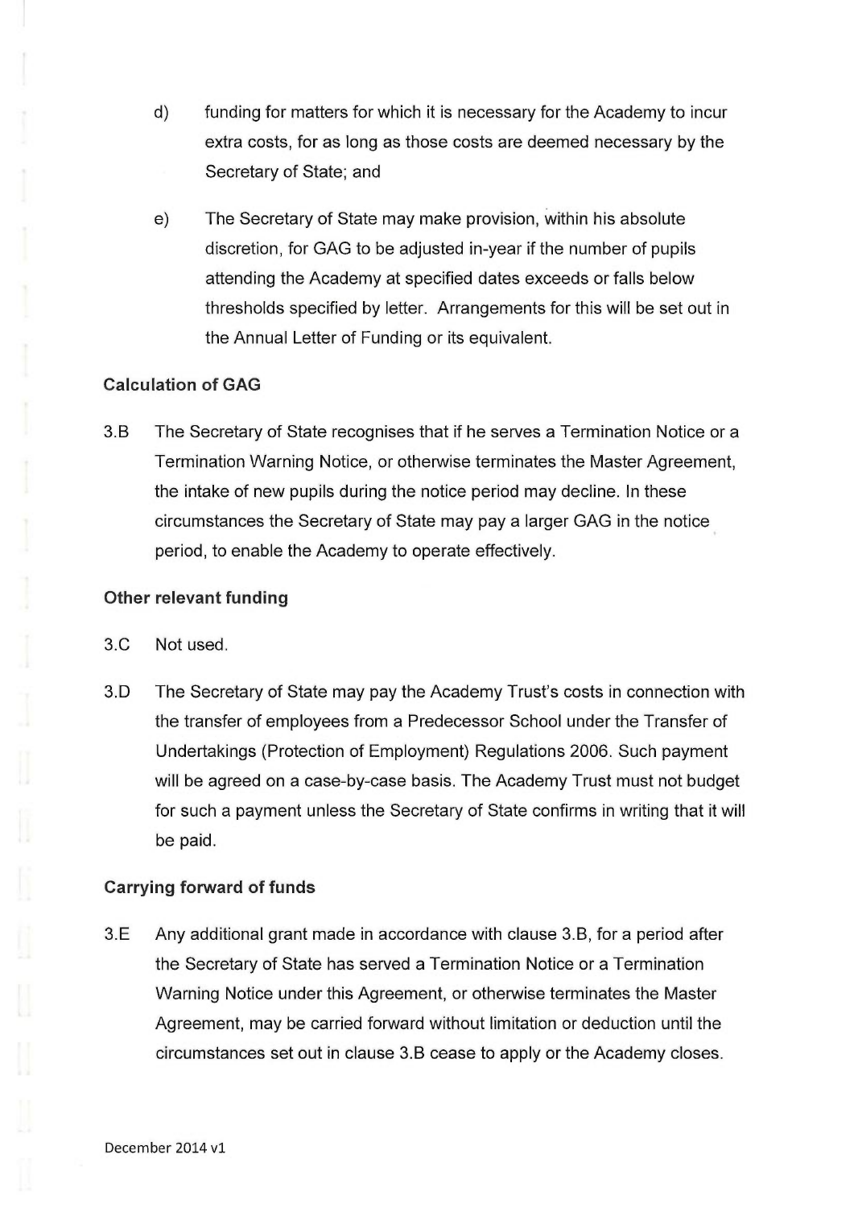d) funding for matters for which it is necessary for the Academy to incur extra costs, for as long as those costs are deemed necessary by the Secretary of State; and

e) The Secretary of State may make provision, within his absolute discretion, for GAG to be adjusted in-year if the number of pupils attending the Academy at specified dates exceeds or falls below thresholds specified by letter. Arrangements for this will be set out in the Annual Letter of Funding or its equivalent.

**Calculation of GAG**

3.B The Secretary of State recognises that if he serves a Termination Notice or a Termination Warning Notice, or otherwise terminates the Master Agreement, the intake of new pupils during the notice period may decline. In these circumstances the Secretary of State may pay a larger GAG in the notice period, to enable the Academy to operate effectively.

**Other relevant funding**

3.C Not used.

3.D The Secretary of State may pay the Academy Trust's costs in connection with the transfer of employees from a Predecessor School under the Transfer of Undertakings (Protection of Employment) Regulations 2006. Such payment will be agreed on a case-by-case basis. The Academy Trust must not budget for such a payment unless the Secretary of State confirms in writing that it will be paid.

**Carrying forward of funds**

3.E Any additional grant made in accordance with clause 3.B, for a period after the Secretary of State has served a Termination Notice or a Termination Warning Notice under this Agreement, or otherwise terminates the Master Agreement, may be carried forward without limitation or deduction until the circumstances set out in clause 3.B cease to apply or the Academy closes.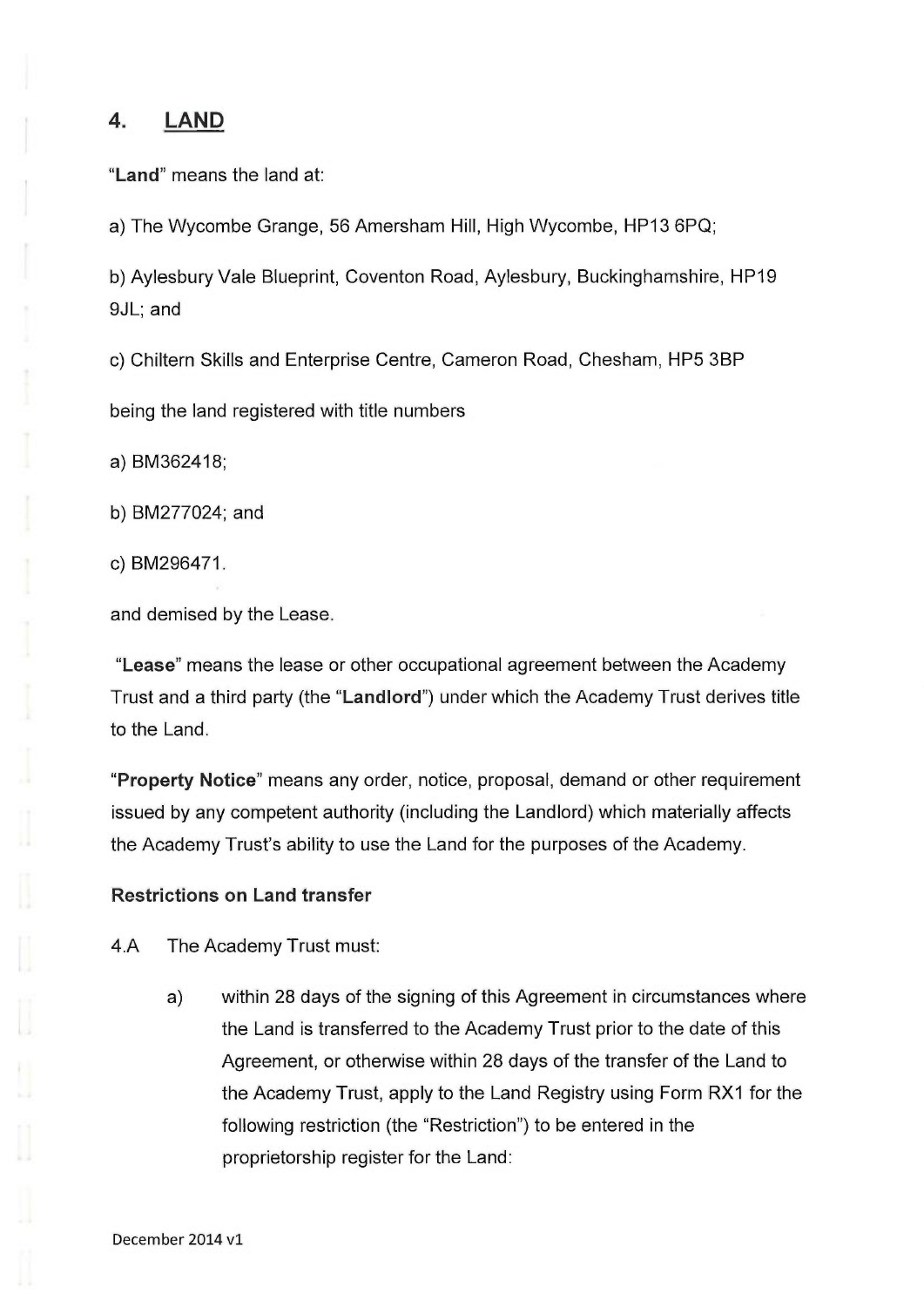## 4. LAND

"**Land**" means the land at:

a) The Wycombe Grange, 56 Amersham Hill, High Wycombe, HP13 6PQ;

b) Aylesbury Vale Blueprint, Coventon Road, Aylesbury, Buckinghamshire, HP19 9JL; and

c) Chiltern Skills and Enterprise Centre, Cameron Road, Chesham, HP5 3BP

being the land registered with title numbers

a) BM362418;

b) BM277024; and

c) BM296471.

and demised by the Lease.

"**Lease**" means the lease or other occupational agreement between the Academy Trust and a third party (the "**Landlord**") under which the Academy Trust derives title to the Land.

"**Property Notice**" means any order, notice, proposal, demand or other requirement issued by any competent authority (including the Landlord) which materially affects the Academy Trust's ability to use the Land for the purposes of the Academy.

**Restrictions on Land transfer**

4.A The Academy Trust must:

a) within 28 days of the signing of this Agreement in circumstances where the Land is transferred to the Academy Trust prior to the date of this Agreement, or otherwise within 28 days of the transfer of the Land to the Academy Trust, apply to the Land Registry using Form RX1 for the following restriction (the "Restriction") to be entered in the proprietorship register for the Land: